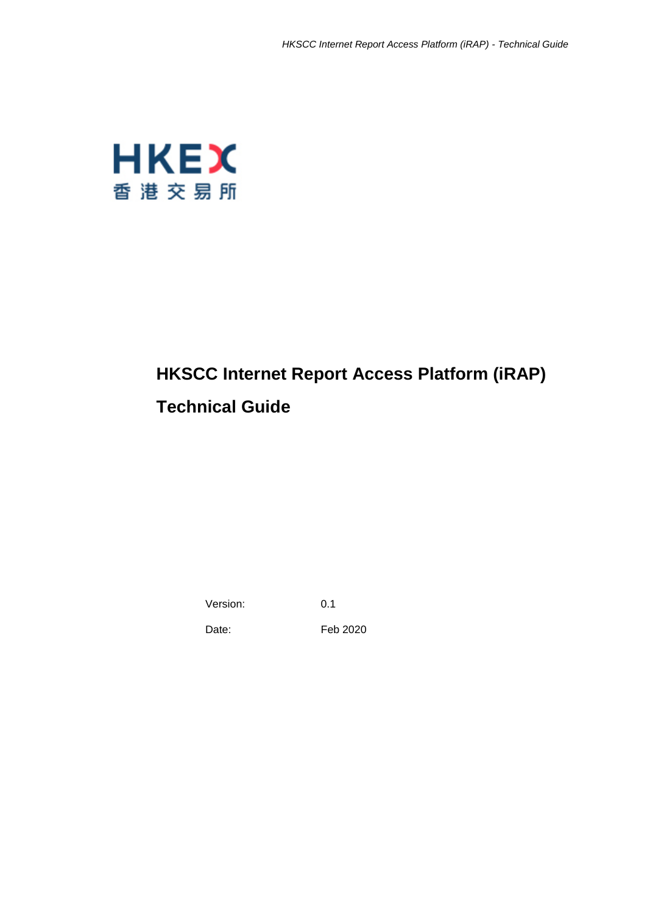HKEX

香港交易所

# HKSCC Internet Report Access Platform (iRAP)

# Technical Guide

| Version: | 0.1 |
| --- | --- |
| Date: | Feb 2020 |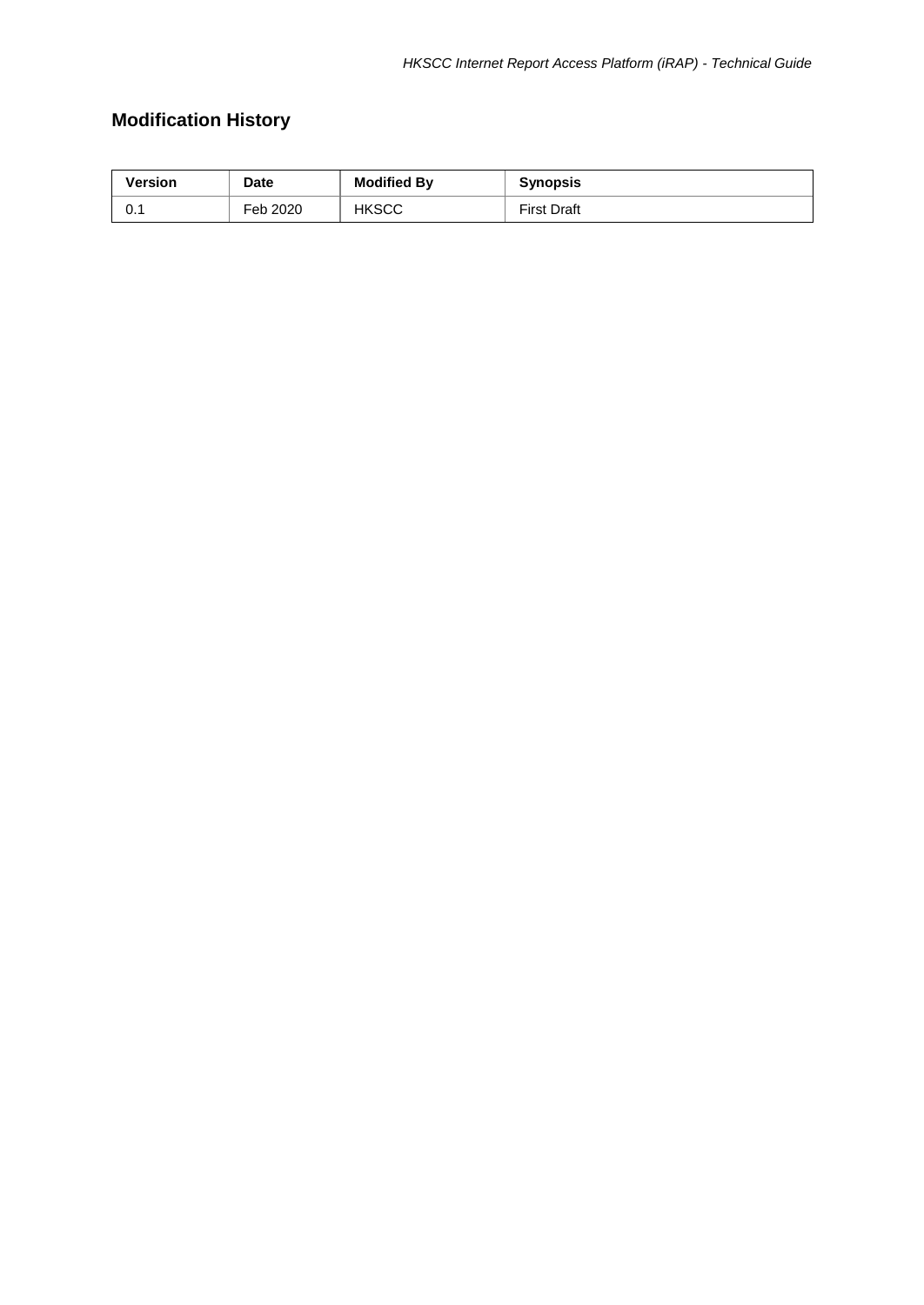## Modification History

| Version | Date | Modified By | Synopsis |
|---|---|---|---|
| 0.1 | Feb 2020 | HKSCC | First Draft |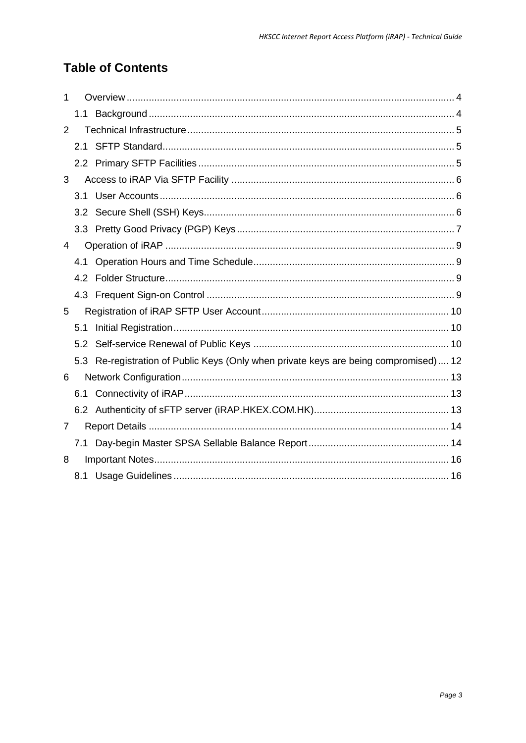# Table of Contents

- 1 Overview ... 4
  - 1.1 Background ... 4
- 2 Technical Infrastructure ... 5
  - 2.1 SFTP Standard ... 5
  - 2.2 Primary SFTP Facilities ... 5
- 3 Access to iRAP Via SFTP Facility ... 6
  - 3.1 User Accounts ... 6
  - 3.2 Secure Shell (SSH) Keys ... 6
  - 3.3 Pretty Good Privacy (PGP) Keys ... 7
- 4 Operation of iRAP ... 9
  - 4.1 Operation Hours and Time Schedule ... 9
  - 4.2 Folder Structure ... 9
  - 4.3 Frequent Sign-on Control ... 9
- 5 Registration of iRAP SFTP User Account ... 10
  - 5.1 Initial Registration ... 10
  - 5.2 Self-service Renewal of Public Keys ... 10
  - 5.3 Re-registration of Public Keys (Only when private keys are being compromised) ... 12
- 6 Network Configuration ... 13
  - 6.1 Connectivity of iRAP ... 13
  - 6.2 Authenticity of sFTP server (iRAP.HKEX.COM.HK) ... 13
- 7 Report Details ... 14
  - 7.1 Day-begin Master SPSA Sellable Balance Report ... 14
- 8 Important Notes ... 16
  - 8.1 Usage Guidelines ... 16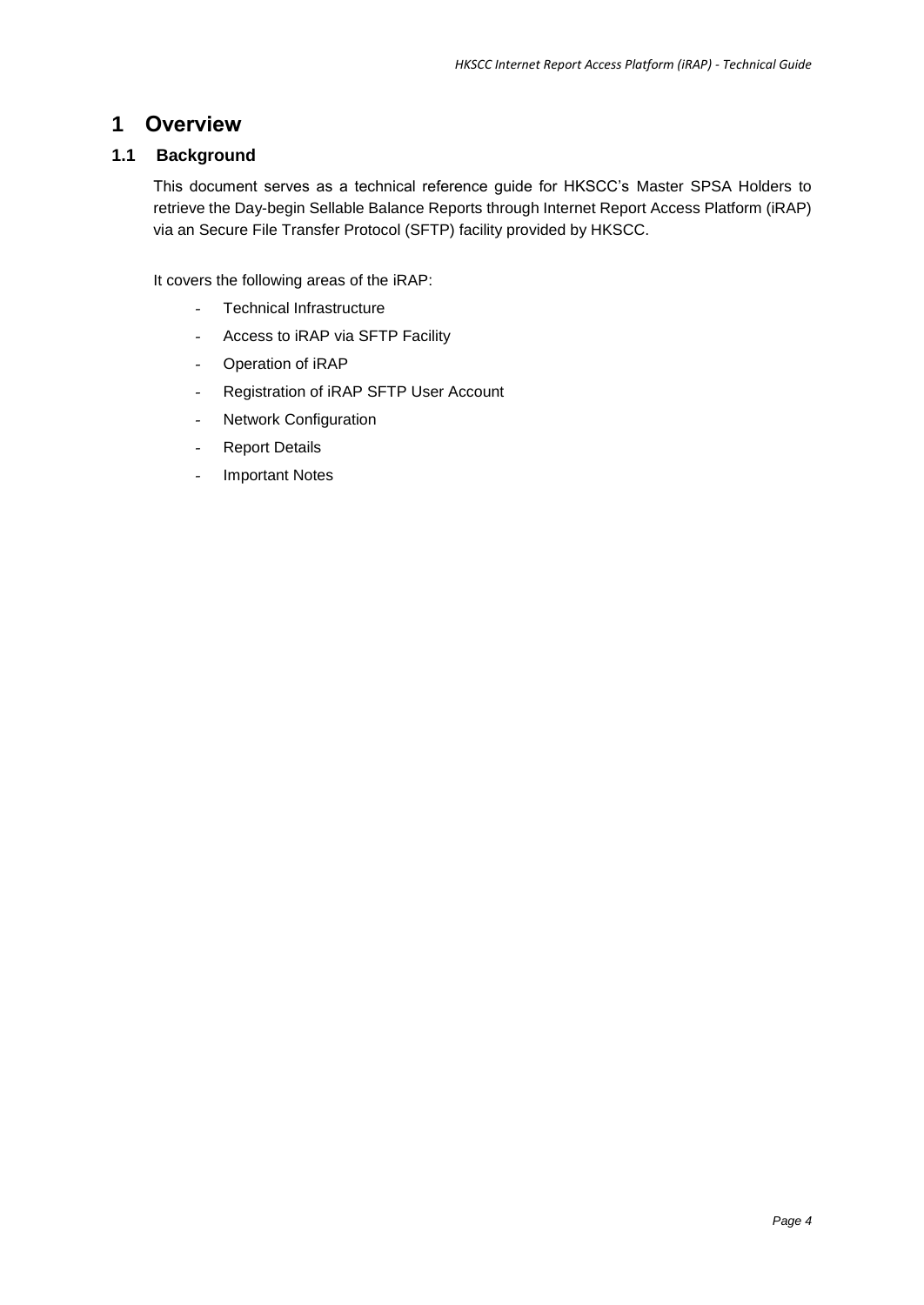# 1 Overview

## 1.1 Background

This document serves as a technical reference guide for HKSCC's Master SPSA Holders to retrieve the Day-begin Sellable Balance Reports through Internet Report Access Platform (iRAP) via an Secure File Transfer Protocol (SFTP) facility provided by HKSCC.

It covers the following areas of the iRAP:

- Technical Infrastructure
- Access to iRAP via SFTP Facility
- Operation of iRAP
- Registration of iRAP SFTP User Account
- Network Configuration
- Report Details
- Important Notes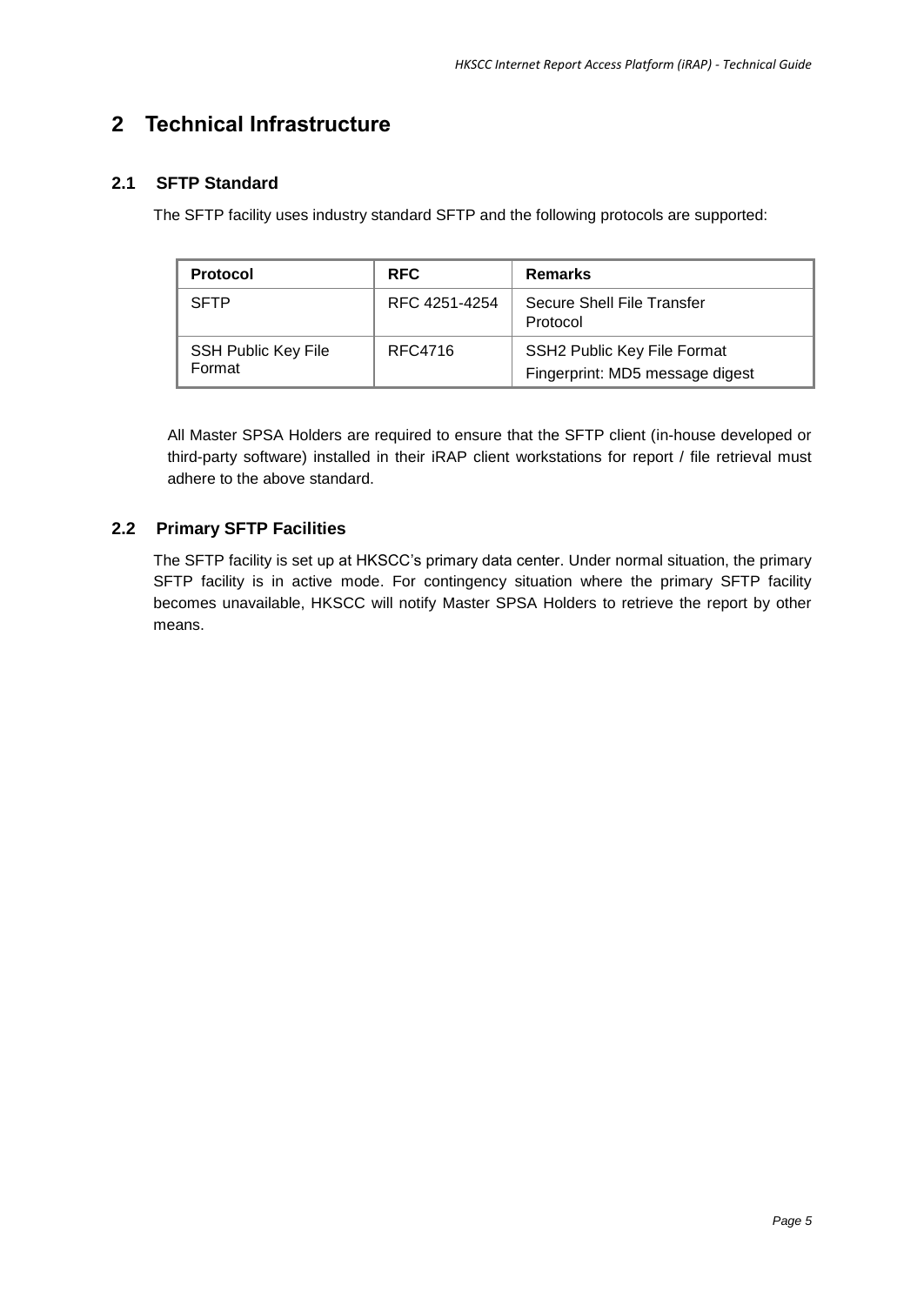# 2 Technical Infrastructure

## 2.1 SFTP Standard

The SFTP facility uses industry standard SFTP and the following protocols are supported:

| Protocol | RFC | Remarks |
|---|---|---|
| SFTP | RFC 4251-4254 | Secure Shell File Transfer Protocol |
| SSH Public Key File Format | RFC4716 | SSH2 Public Key File Format<br>Fingerprint: MD5 message digest |

All Master SPSA Holders are required to ensure that the SFTP client (in-house developed or third-party software) installed in their iRAP client workstations for report / file retrieval must adhere to the above standard.

## 2.2 Primary SFTP Facilities

The SFTP facility is set up at HKSCC's primary data center. Under normal situation, the primary SFTP facility is in active mode. For contingency situation where the primary SFTP facility becomes unavailable, HKSCC will notify Master SPSA Holders to retrieve the report by other means.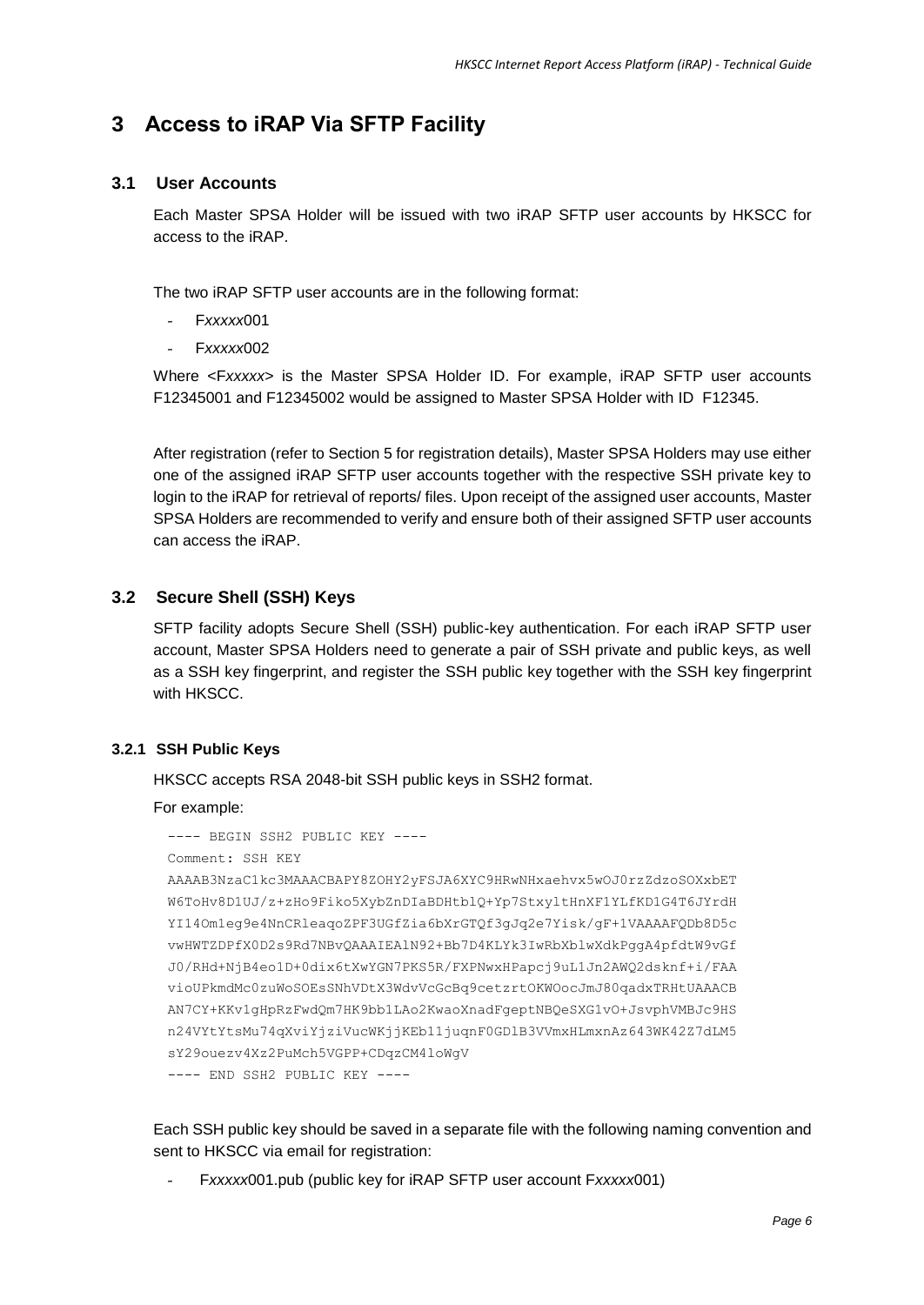# 3 Access to iRAP Via SFTP Facility

## 3.1 User Accounts

Each Master SPSA Holder will be issued with two iRAP SFTP user accounts by HKSCC for access to the iRAP.

The two iRAP SFTP user accounts are in the following format:

- F*xxxxx*001
- F*xxxxx*002

Where <F*xxxxx*> is the Master SPSA Holder ID. For example, iRAP SFTP user accounts F12345001 and F12345002 would be assigned to Master SPSA Holder with ID F12345.

After registration (refer to Section 5 for registration details), Master SPSA Holders may use either one of the assigned iRAP SFTP user accounts together with the respective SSH private key to login to the iRAP for retrieval of reports/ files. Upon receipt of the assigned user accounts, Master SPSA Holders are recommended to verify and ensure both of their assigned SFTP user accounts can access the iRAP.

## 3.2 Secure Shell (SSH) Keys

SFTP facility adopts Secure Shell (SSH) public-key authentication. For each iRAP SFTP user account, Master SPSA Holders need to generate a pair of SSH private and public keys, as well as a SSH key fingerprint, and register the SSH public key together with the SSH key fingerprint with HKSCC.

### 3.2.1 SSH Public Keys

HKSCC accepts RSA 2048-bit SSH public keys in SSH2 format.

For example:

```
---- BEGIN SSH2 PUBLIC KEY ----
Comment: SSH KEY
AAAAB3NzaC1kc3MAAACBAPY8ZOHY2yFSJA6XYC9HRwNHxaehvx5wOJ0rzZdzoSOXxbET
W6ToHv8D1UJ/z+zHo9Fiko5XybZnDIaBDHtblQ+Yp7StxyltHnXF1YLfKD1G4T6JYrdH
YI14Om1eg9e4NnCRleaqoZPF3UGfZia6bXrGTQf3gJq2e7Yisk/gF+1VAAAAFQDb8D5c
vwHWTZDPfX0D2s9Rd7NBvQAAAIEAlN92+Bb7D4KLYk3IwRbXblwXdkPggA4pfdtW9vGf
J0/RHd+NjB4eo1D+0dix6tXwYGN7PKS5R/FXPNwxHPapcj9uL1Jn2AWQ2dsknf+i/FAA
vioUPkmdMc0zuWoSOEsSNhVDtX3WdvVcGcBq9cetzrtOKWOocJmJ80qadxTRHtUAAACB
AN7CY+KKv1gHpRzFwdQm7HK9bb1LAo2KwaoXnadFgeptNBQeSXG1vO+JsvphVMBJc9HS
n24VYtYtsMu74qXviYjziVucWKjjKEb11juqnF0GDlB3VVmxHLmxnAz643WK42Z7dLM5
sY29ouezv4Xz2PuMch5VGPP+CDqzCM4loWgV
---- END SSH2 PUBLIC KEY ----
```

Each SSH public key should be saved in a separate file with the following naming convention and sent to HKSCC via email for registration:

- F*xxxxx*001.pub (public key for iRAP SFTP user account F*xxxxx*001)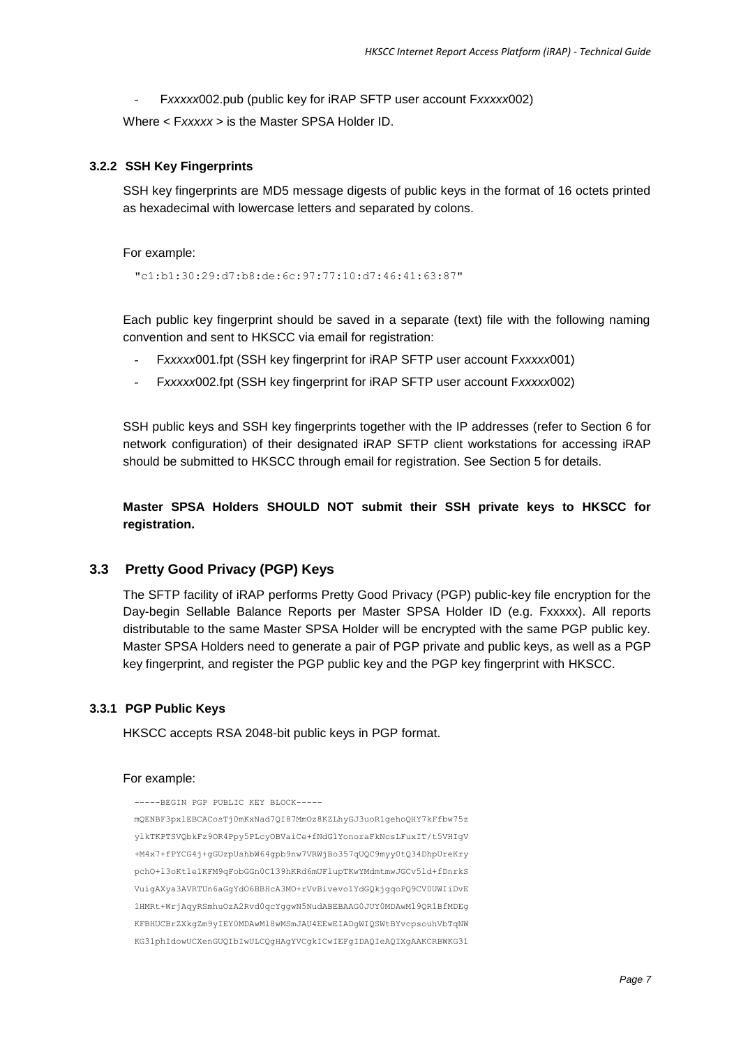- F*xxxxx*002.pub (public key for iRAP SFTP user account F*xxxxx*002)

Where < F*xxxxx* > is the Master SPSA Holder ID.

### 3.2.2 SSH Key Fingerprints

SSH key fingerprints are MD5 message digests of public keys in the format of 16 octets printed as hexadecimal with lowercase letters and separated by colons.

For example:

```
"c1:b1:30:29:d7:b8:de:6c:97:77:10:d7:46:41:63:87"
```

Each public key fingerprint should be saved in a separate (text) file with the following naming convention and sent to HKSCC via email for registration:

- F*xxxxx*001.fpt (SSH key fingerprint for iRAP SFTP user account F*xxxxx*001)
- F*xxxxx*002.fpt (SSH key fingerprint for iRAP SFTP user account F*xxxxx*002)

SSH public keys and SSH key fingerprints together with the IP addresses (refer to Section 6 for network configuration) of their designated iRAP SFTP client workstations for accessing iRAP should be submitted to HKSCC through email for registration. See Section 5 for details.

**Master SPSA Holders SHOULD NOT submit their SSH private keys to HKSCC for registration.**

## 3.3 Pretty Good Privacy (PGP) Keys

The SFTP facility of iRAP performs Pretty Good Privacy (PGP) public-key file encryption for the Day-begin Sellable Balance Reports per Master SPSA Holder ID (e.g. Fxxxxx). All reports distributable to the same Master SPSA Holder will be encrypted with the same PGP public key. Master SPSA Holders need to generate a pair of PGP private and public keys, as well as a PGP key fingerprint, and register the PGP public key and the PGP key fingerprint with HKSCC.

### 3.3.1 PGP Public Keys

HKSCC accepts RSA 2048-bit public keys in PGP format.

For example:

```
-----BEGIN PGP PUBLIC KEY BLOCK-----
mQENBF3pxlEBCACosTj0mKxNad7QI87MmOz8KZLhyGJ3uoR1gehoQHY7kFfbw75z
ylkTKPTSVQbkFz9OR4Ppy5PLcyOBVaiCe+fNdG1YonoraFkNcsLFuxIT/t5VHIgV
+M4x7+fPYCG4j+gGUzpUshbW64gpb9nw7VRWjBo357qUQC9myy0tQ34DhpUreKry
pchO+l3oKtle1KFM9qFobGGn0C139hKRd6mUFlupTKwYMdmtmwJGCv5ld+fDnrkS
VuigAXya3AVRTUn6aGgYdO6BBHcA3MO+rVvBivevo1YdGQkjgqoPQ9CV0UWIiDvE
1HMRt+WrjAqyRSmhuOzA2Rvd0qcYggwN5NudABEBAAG0JUY0MDAwMl9QR1BfMDEg
KFBHUCBrZXkgZm9yIEY0MDAwMl8wMSmJAU4EEwEIADgWIQSWtBYvcpsouhVbTqNW
KG31phIdowUCXenGUQIbIwULCQgHAgYVCgkICwIEFgIDAQIeAQIXgAAKCRBWKG31
```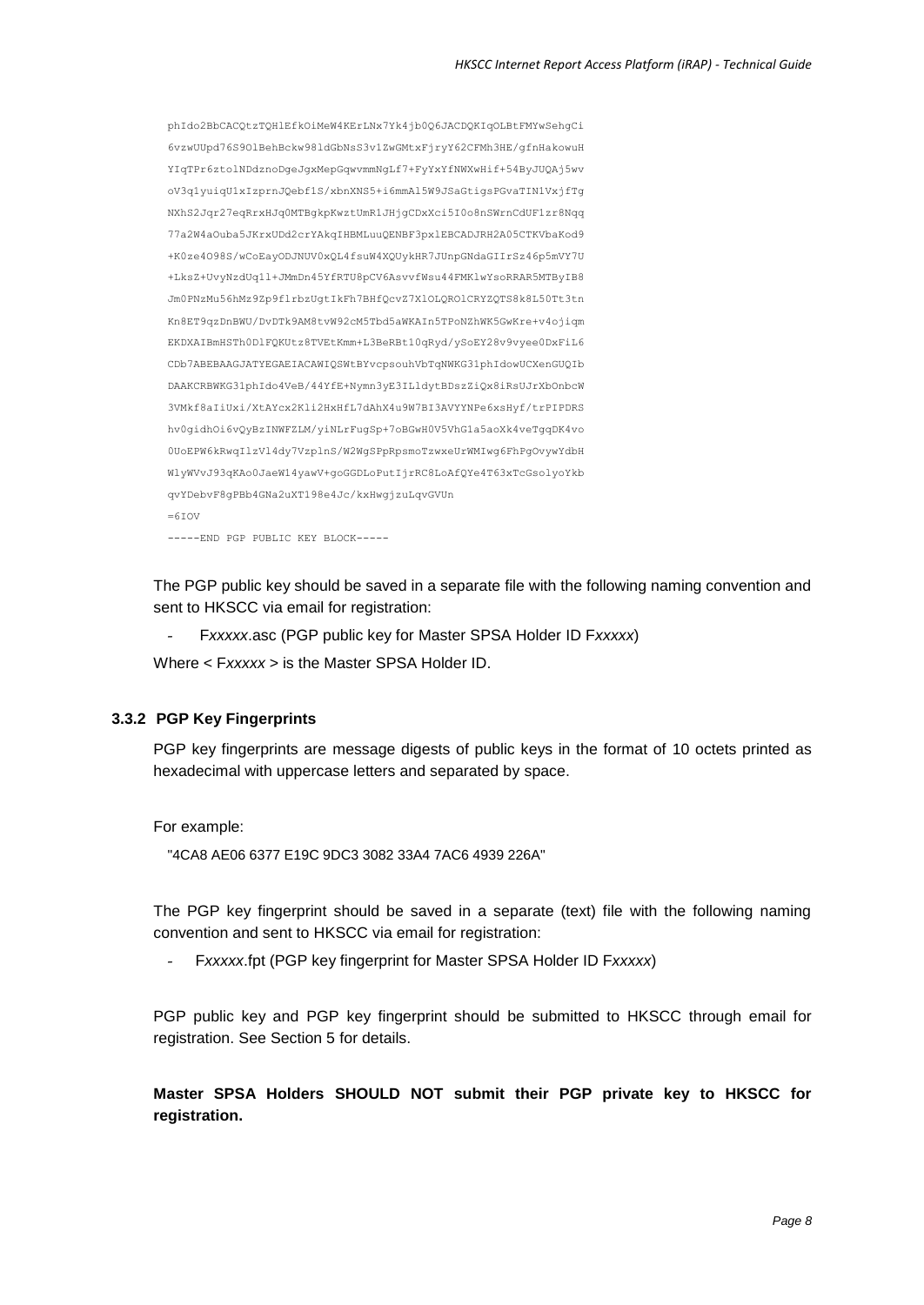```
phIdo2BbCACQtzTQHlEfkOiMeW4KErLNx7Yk4jb0Q6JACDQKIqOLBtFMYwSehgCi
6vzwUUpd76S9OlBehBckw98ldGbNsS3v1ZwGMtxFjryY62CFMh3HE/gfnHakowuH
YIqTPr6ztolNDdznoDgeJgxMepGqwvmmNgLf7+FyYxYfNWXwHif+54ByJUQAj5wv
oV3q1yuiqU1xIzprnJQebf1S/xbnXNS5+i6mmAl5W9JSaGtigsPGvaTIN1VxjfTg
NXhS2Jqr27eqRrxHJq0MTBgkpKwztUmR1JHjgCDxXci5I0o8nSWrnCdUF1zr8Nqq
77a2W4aOuba5JKrxUDd2crYAkqIHBMLuuQENBF3pxlEBCADJRH2A05CTKVbaKod9
+K0ze4O98S/wCoEayODJNUV0xQL4fsuW4XQUykHR7JUnpGNdaGIIrSz46p5mVY7U
+LksZ+UvyNzdUq1l+JMmDn45YfRTU8pCV6AsvvfWsu44FMKlwYsoRRAR5MTByIB8
Jm0PNzMu56hMz9Zp9flrbzUgtIkFh7BHfQcvZ7XlOLQROlCRYZQTS8k8L50Tt3tn
Kn8ET9qzDnBWU/DvDTk9AM8tvW92cM5Tbd5aWKAIn5TPoNZhWK5GwKre+v4ojiqm
EKDXAIBmHSTh0DlFQKUtz8TVEtKmm+L3BeRBt10qRyd/ySoEY28v9vyee0DxFiL6
CDb7ABEBAAGJATYEGAEIACAWIQSWtBYvcpsouhVbTqNWKG31phIdowUCXenGUQIb
DAAKCRBWKG31phIdo4VeB/44YfE+Nymn3yE3ILldytBDszZiQx8iRsUJrXbOnbcW
3VMkf8aIiUxi/XtAYcx2Kli2HxHfL7dAhX4u9W7BI3AVYYNPe6xsHyf/trPIPDRS
hv0gidhOi6vQyBzINWFZLM/yiNLrFugSp+7oBGwH0V5VhG1a5aoXk4veTgqDK4vo
0UoEPW6kRwqIlzVl4dy7VzplnS/W2WgSPpRpsmoTzwxeUrWMIwg6FhPgOvywYdbH
WlyWVvJ93qKAo0JaeW14yawV+goGGDLoPutIjrRC8LoAfQYe4T63xTcGsolyoYkb
qvYDebvF8gPBb4GNa2uXT198e4Jc/kxHwgjzuLqvGVUn
=6IOV
-----END PGP PUBLIC KEY BLOCK-----
```

The PGP public key should be saved in a separate file with the following naming convention and sent to HKSCC via email for registration:

- F*xxxxx*.asc (PGP public key for Master SPSA Holder ID F*xxxxx*)

Where < F*xxxxx* > is the Master SPSA Holder ID.

### 3.3.2 PGP Key Fingerprints

PGP key fingerprints are message digests of public keys in the format of 10 octets printed as hexadecimal with uppercase letters and separated by space.

For example:

"4CA8 AE06 6377 E19C 9DC3 3082 33A4 7AC6 4939 226A"

The PGP key fingerprint should be saved in a separate (text) file with the following naming convention and sent to HKSCC via email for registration:

- F*xxxxx*.fpt (PGP key fingerprint for Master SPSA Holder ID F*xxxxx*)

PGP public key and PGP key fingerprint should be submitted to HKSCC through email for registration. See Section 5 for details.

**Master SPSA Holders SHOULD NOT submit their PGP private key to HKSCC for registration.**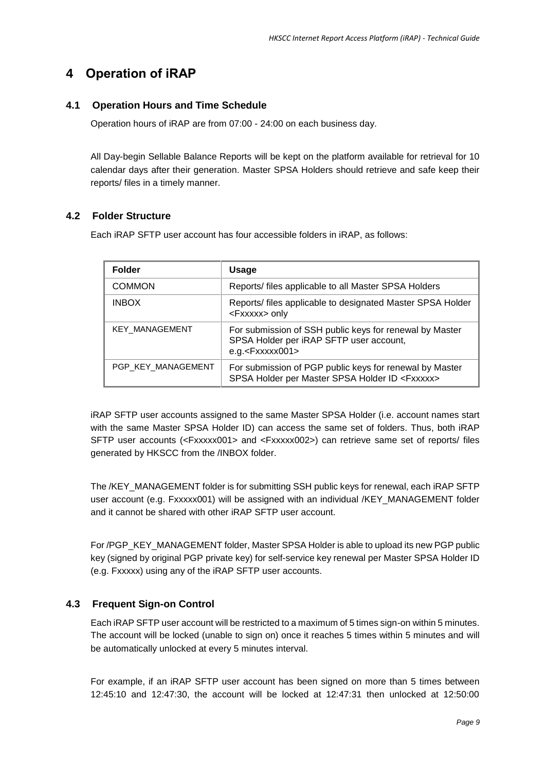# 4 Operation of iRAP

## 4.1 Operation Hours and Time Schedule

Operation hours of iRAP are from 07:00 - 24:00 on each business day.

All Day-begin Sellable Balance Reports will be kept on the platform available for retrieval for 10 calendar days after their generation. Master SPSA Holders should retrieve and safe keep their reports/ files in a timely manner.

## 4.2 Folder Structure

Each iRAP SFTP user account has four accessible folders in iRAP, as follows:

| Folder | Usage |
|---|---|
| COMMON | Reports/ files applicable to all Master SPSA Holders |
| INBOX | Reports/ files applicable to designated Master SPSA Holder <Fxxxxx> only |
| KEY_MANAGEMENT | For submission of SSH public keys for renewal by Master SPSA Holder per iRAP SFTP user account, e.g.<Fxxxxx001> |
| PGP_KEY_MANAGEMENT | For submission of PGP public keys for renewal by Master SPSA Holder per Master SPSA Holder ID <Fxxxxx> |

iRAP SFTP user accounts assigned to the same Master SPSA Holder (i.e. account names start with the same Master SPSA Holder ID) can access the same set of folders. Thus, both iRAP SFTP user accounts (<Fxxxxx001> and <Fxxxxx002>) can retrieve same set of reports/ files generated by HKSCC from the /INBOX folder.

The /KEY_MANAGEMENT folder is for submitting SSH public keys for renewal, each iRAP SFTP user account (e.g. Fxxxxx001) will be assigned with an individual /KEY_MANAGEMENT folder and it cannot be shared with other iRAP SFTP user account.

For /PGP_KEY_MANAGEMENT folder, Master SPSA Holder is able to upload its new PGP public key (signed by original PGP private key) for self-service key renewal per Master SPSA Holder ID (e.g. Fxxxxx) using any of the iRAP SFTP user accounts.

## 4.3 Frequent Sign-on Control

Each iRAP SFTP user account will be restricted to a maximum of 5 times sign-on within 5 minutes. The account will be locked (unable to sign on) once it reaches 5 times within 5 minutes and will be automatically unlocked at every 5 minutes interval.

For example, if an iRAP SFTP user account has been signed on more than 5 times between 12:45:10 and 12:47:30, the account will be locked at 12:47:31 then unlocked at 12:50:00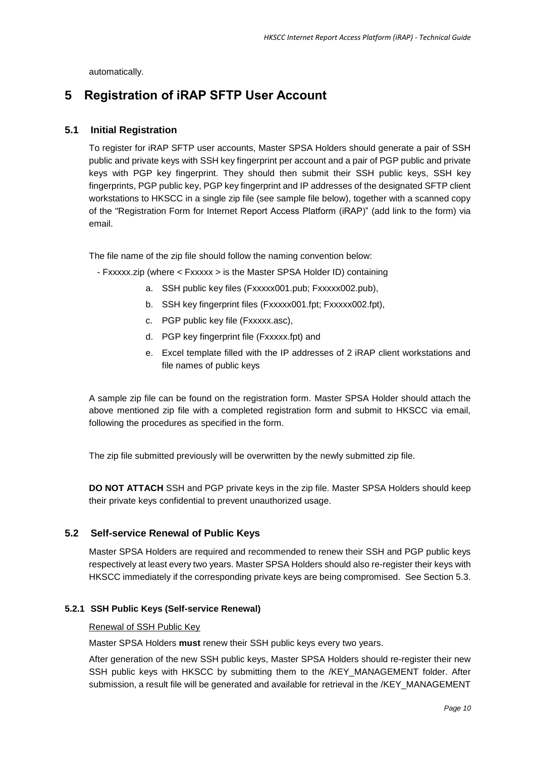automatically.

# 5 Registration of iRAP SFTP User Account

## 5.1 Initial Registration

To register for iRAP SFTP user accounts, Master SPSA Holders should generate a pair of SSH public and private keys with SSH key fingerprint per account and a pair of PGP public and private keys with PGP key fingerprint. They should then submit their SSH public keys, SSH key fingerprints, PGP public key, PGP key fingerprint and IP addresses of the designated SFTP client workstations to HKSCC in a single zip file (see sample file below), together with a scanned copy of the "Registration Form for Internet Report Access Platform (iRAP)" (add link to the form) via email.

The file name of the zip file should follow the naming convention below:

- Fxxxxx.zip (where < Fxxxxx > is the Master SPSA Holder ID) containing

  a. SSH public key files (Fxxxxx001.pub; Fxxxxx002.pub),
  b. SSH key fingerprint files (Fxxxxx001.fpt; Fxxxxx002.fpt),
  c. PGP public key file (Fxxxxx.asc),
  d. PGP key fingerprint file (Fxxxxx.fpt) and
  e. Excel template filled with the IP addresses of 2 iRAP client workstations and file names of public keys

A sample zip file can be found on the registration form. Master SPSA Holder should attach the above mentioned zip file with a completed registration form and submit to HKSCC via email, following the procedures as specified in the form.

The zip file submitted previously will be overwritten by the newly submitted zip file.

**DO NOT ATTACH** SSH and PGP private keys in the zip file. Master SPSA Holders should keep their private keys confidential to prevent unauthorized usage.

## 5.2 Self-service Renewal of Public Keys

Master SPSA Holders are required and recommended to renew their SSH and PGP public keys respectively at least every two years. Master SPSA Holders should also re-register their keys with HKSCC immediately if the corresponding private keys are being compromised. See Section 5.3.

### 5.2.1 SSH Public Keys (Self-service Renewal)

Renewal of SSH Public Key

Master SPSA Holders **must** renew their SSH public keys every two years.

After generation of the new SSH public keys, Master SPSA Holders should re-register their new SSH public keys with HKSCC by submitting them to the /KEY_MANAGEMENT folder. After submission, a result file will be generated and available for retrieval in the /KEY_MANAGEMENT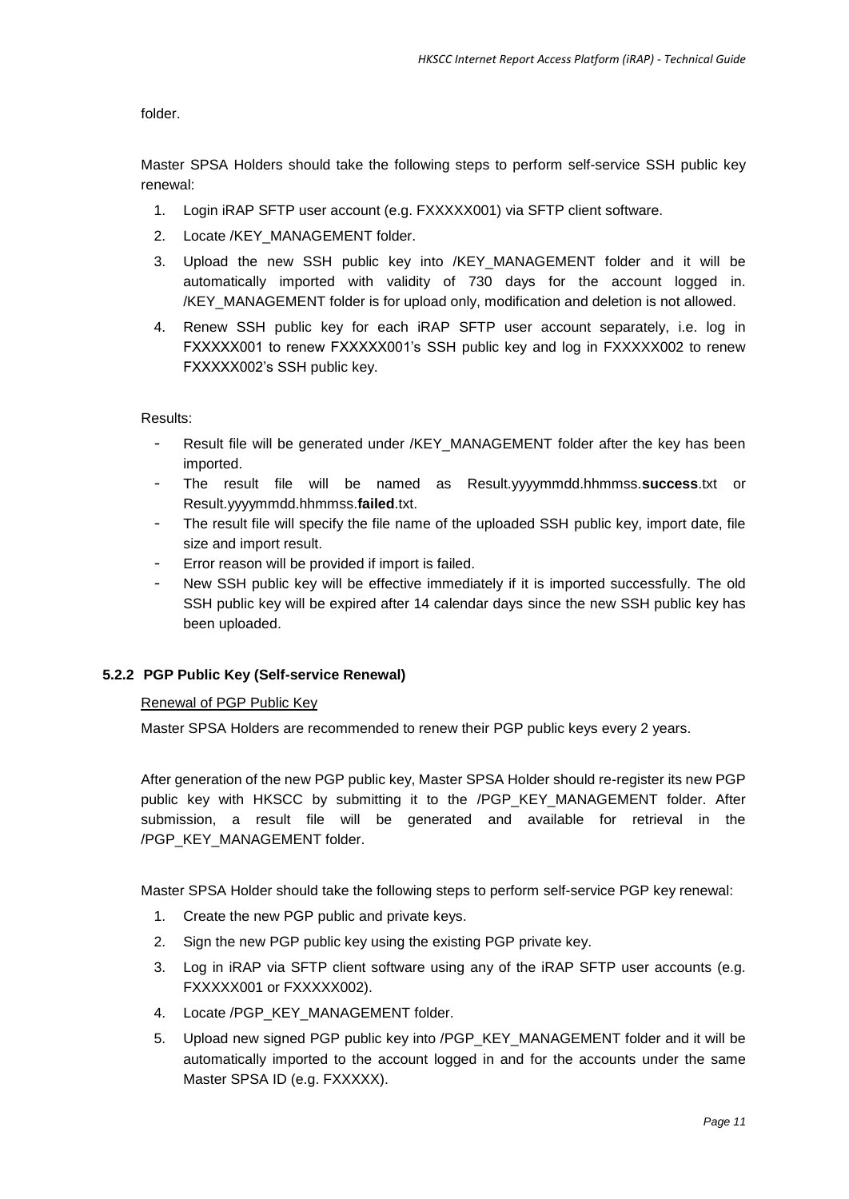folder.

Master SPSA Holders should take the following steps to perform self-service SSH public key renewal:

1. Login iRAP SFTP user account (e.g. FXXXXX001) via SFTP client software.
2. Locate /KEY_MANAGEMENT folder.
3. Upload the new SSH public key into /KEY_MANAGEMENT folder and it will be automatically imported with validity of 730 days for the account logged in. /KEY_MANAGEMENT folder is for upload only, modification and deletion is not allowed.
4. Renew SSH public key for each iRAP SFTP user account separately, i.e. log in FXXXXX001 to renew FXXXXX001's SSH public key and log in FXXXXX002 to renew FXXXXX002's SSH public key.

Results:

- Result file will be generated under /KEY_MANAGEMENT folder after the key has been imported.
- The result file will be named as Result.yyyymmdd.hhmmss.**success**.txt or Result.yyyymmdd.hhmmss.**failed**.txt.
- The result file will specify the file name of the uploaded SSH public key, import date, file size and import result.
- Error reason will be provided if import is failed.
- New SSH public key will be effective immediately if it is imported successfully. The old SSH public key will be expired after 14 calendar days since the new SSH public key has been uploaded.

### 5.2.2 PGP Public Key (Self-service Renewal)

Renewal of PGP Public Key

Master SPSA Holders are recommended to renew their PGP public keys every 2 years.

After generation of the new PGP public key, Master SPSA Holder should re-register its new PGP public key with HKSCC by submitting it to the /PGP_KEY_MANAGEMENT folder. After submission, a result file will be generated and available for retrieval in the /PGP_KEY_MANAGEMENT folder.

Master SPSA Holder should take the following steps to perform self-service PGP key renewal:

1. Create the new PGP public and private keys.
2. Sign the new PGP public key using the existing PGP private key.
3. Log in iRAP via SFTP client software using any of the iRAP SFTP user accounts (e.g. FXXXXX001 or FXXXXX002).
4. Locate /PGP_KEY_MANAGEMENT folder.
5. Upload new signed PGP public key into /PGP_KEY_MANAGEMENT folder and it will be automatically imported to the account logged in and for the accounts under the same Master SPSA ID (e.g. FXXXXX).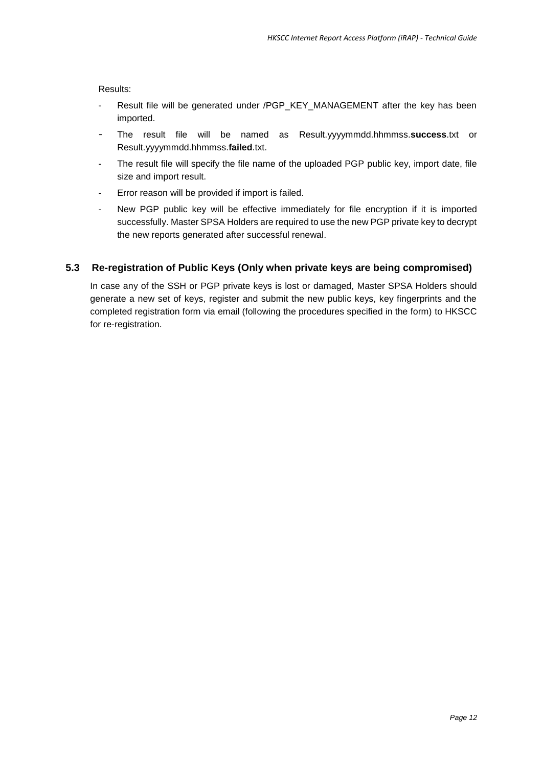Results:

- Result file will be generated under /PGP_KEY_MANAGEMENT after the key has been imported.
- The result file will be named as Result.yyyymmdd.hhmmss.**success**.txt or Result.yyyymmdd.hhmmss.**failed**.txt.
- The result file will specify the file name of the uploaded PGP public key, import date, file size and import result.
- Error reason will be provided if import is failed.
- New PGP public key will be effective immediately for file encryption if it is imported successfully. Master SPSA Holders are required to use the new PGP private key to decrypt the new reports generated after successful renewal.

## 5.3 Re-registration of Public Keys (Only when private keys are being compromised)

In case any of the SSH or PGP private keys is lost or damaged, Master SPSA Holders should generate a new set of keys, register and submit the new public keys, key fingerprints and the completed registration form via email (following the procedures specified in the form) to HKSCC for re-registration.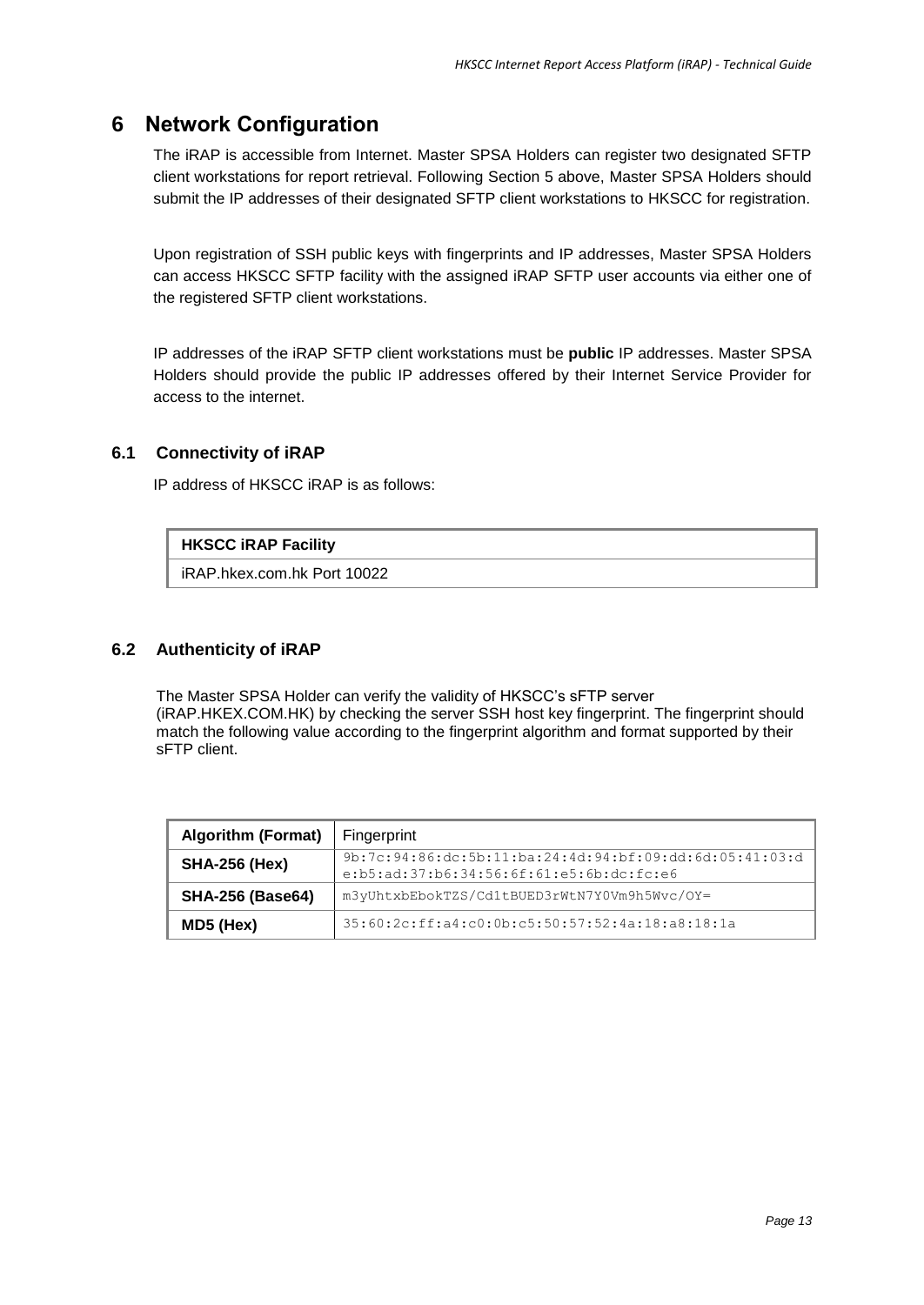# 6 Network Configuration

The iRAP is accessible from Internet. Master SPSA Holders can register two designated SFTP client workstations for report retrieval. Following Section 5 above, Master SPSA Holders should submit the IP addresses of their designated SFTP client workstations to HKSCC for registration.

Upon registration of SSH public keys with fingerprints and IP addresses, Master SPSA Holders can access HKSCC SFTP facility with the assigned iRAP SFTP user accounts via either one of the registered SFTP client workstations.

IP addresses of the iRAP SFTP client workstations must be **public** IP addresses. Master SPSA Holders should provide the public IP addresses offered by their Internet Service Provider for access to the internet.

## 6.1 Connectivity of iRAP

IP address of HKSCC iRAP is as follows:

| HKSCC iRAP Facility |
|---|
| iRAP.hkex.com.hk Port 10022 |

## 6.2 Authenticity of iRAP

The Master SPSA Holder can verify the validity of HKSCC's sFTP server (iRAP.HKEX.COM.HK) by checking the server SSH host key fingerprint. The fingerprint should match the following value according to the fingerprint algorithm and format supported by their sFTP client.

| Algorithm (Format) | Fingerprint |
|---|---|
| **SHA-256 (Hex)** | 9b:7c:94:86:dc:5b:11:ba:24:4d:94:bf:09:dd:6d:05:41:03:de:b5:ad:37:b6:34:56:6f:61:e5:6b:dc:fc:e6 |
| **SHA-256 (Base64)** | m3yUhtxbEbokTZS/Cd1tBUED3rWtN7Y0Vm9h5Wvc/OY= |
| **MD5 (Hex)** | 35:60:2c:ff:a4:c0:0b:c5:50:57:52:4a:18:a8:18:1a |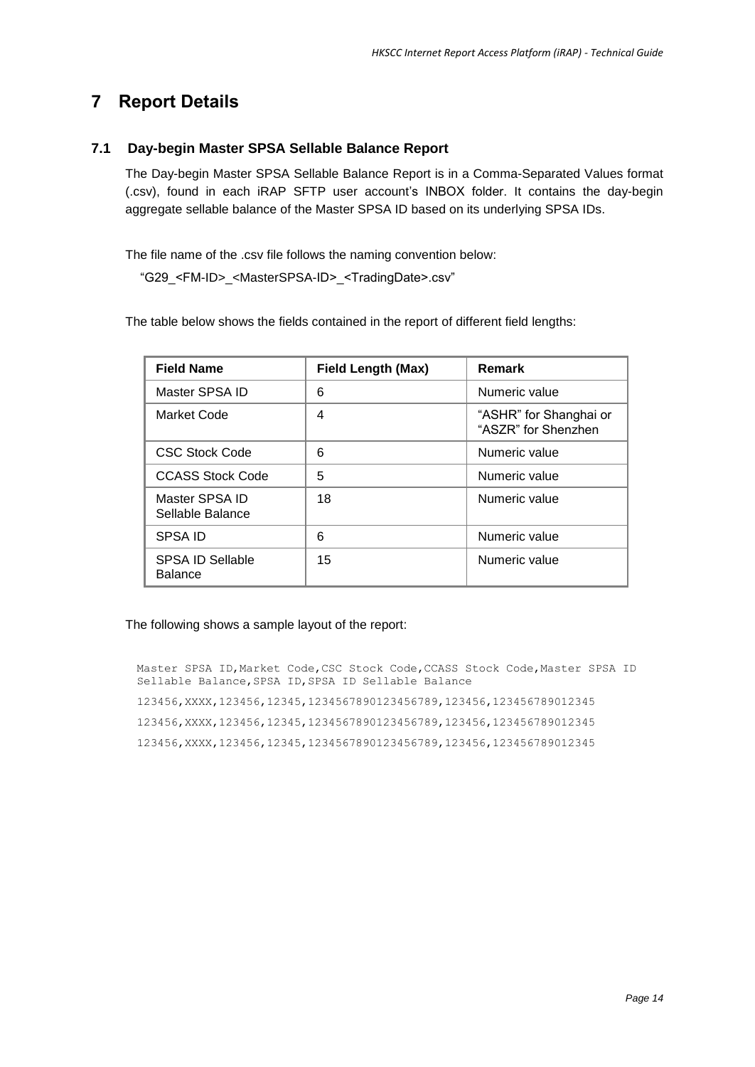# 7 Report Details

## 7.1 Day-begin Master SPSA Sellable Balance Report

The Day-begin Master SPSA Sellable Balance Report is in a Comma-Separated Values format (.csv), found in each iRAP SFTP user account's INBOX folder. It contains the day-begin aggregate sellable balance of the Master SPSA ID based on its underlying SPSA IDs.

The file name of the .csv file follows the naming convention below:

"G29_<FM-ID>_<MasterSPSA-ID>_<TradingDate>.csv"

The table below shows the fields contained in the report of different field lengths:

| Field Name | Field Length (Max) | Remark |
|---|---|---|
| Master SPSA ID | 6 | Numeric value |
| Market Code | 4 | "ASHR" for Shanghai or "ASZR" for Shenzhen |
| CSC Stock Code | 6 | Numeric value |
| CCASS Stock Code | 5 | Numeric value |
| Master SPSA ID Sellable Balance | 18 | Numeric value |
| SPSA ID | 6 | Numeric value |
| SPSA ID Sellable Balance | 15 | Numeric value |

The following shows a sample layout of the report:

```
Master SPSA ID,Market Code,CSC Stock Code,CCASS Stock Code,Master SPSA ID Sellable Balance,SPSA ID,SPSA ID Sellable Balance
123456,XXXX,123456,12345,1234567890123456789,123456,123456789012345
123456,XXXX,123456,12345,1234567890123456789,123456,123456789012345
123456,XXXX,123456,12345,1234567890123456789,123456,123456789012345
```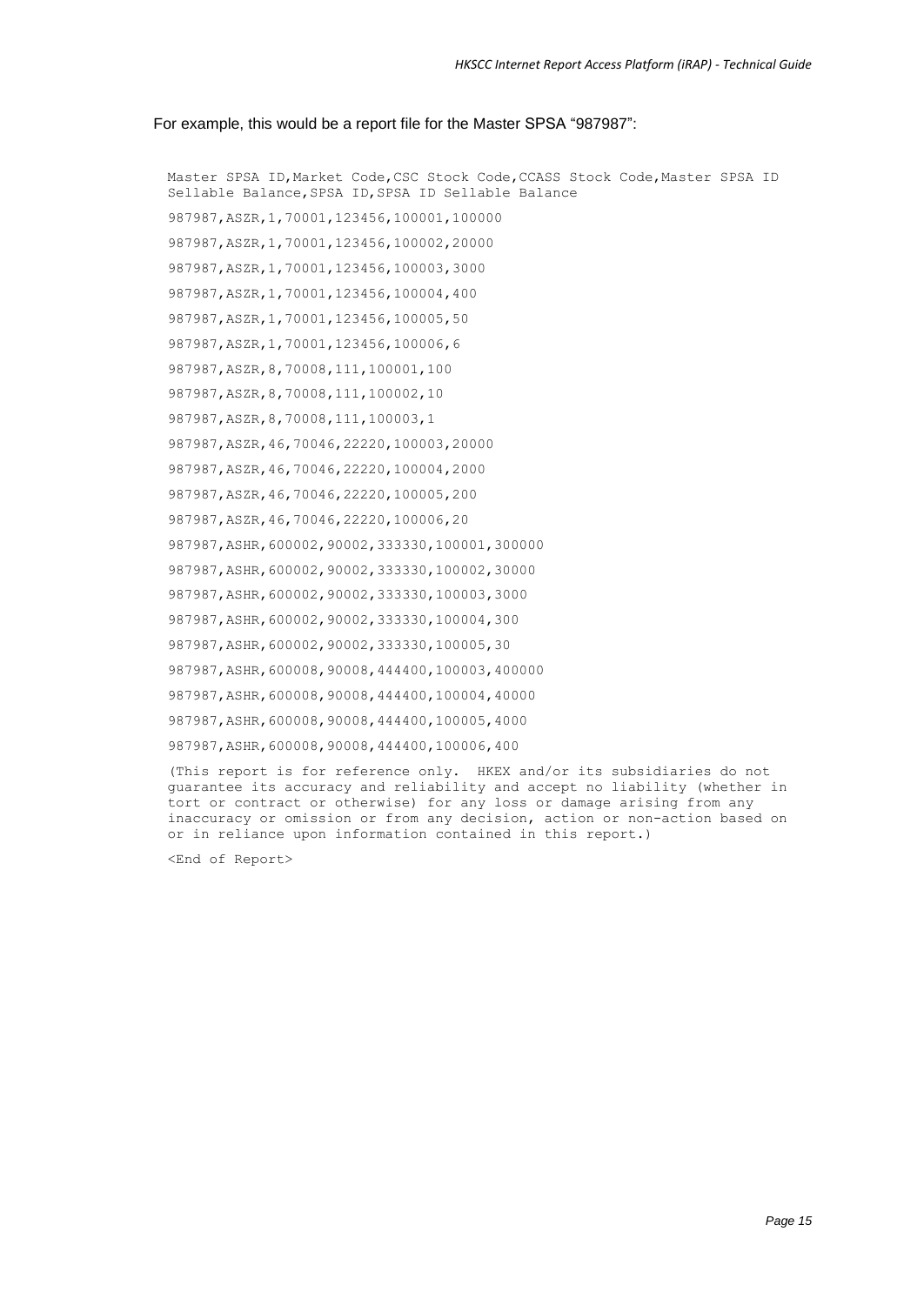For example, this would be a report file for the Master SPSA "987987":

```
Master SPSA ID,Market Code,CSC Stock Code,CCASS Stock Code,Master SPSA ID Sellable Balance,SPSA ID,SPSA ID Sellable Balance
987987,ASZR,1,70001,123456,100001,100000
987987,ASZR,1,70001,123456,100002,20000
987987,ASZR,1,70001,123456,100003,3000
987987,ASZR,1,70001,123456,100004,400
987987,ASZR,1,70001,123456,100005,50
987987,ASZR,1,70001,123456,100006,6
987987,ASZR,8,70008,111,100001,100
987987,ASZR,8,70008,111,100002,10
987987,ASZR,8,70008,111,100003,1
987987,ASZR,46,70046,22220,100003,20000
987987,ASZR,46,70046,22220,100004,2000
987987,ASZR,46,70046,22220,100005,200
987987,ASZR,46,70046,22220,100006,20
987987,ASHR,600002,90002,333330,100001,300000
987987,ASHR,600002,90002,333330,100002,30000
987987,ASHR,600002,90002,333330,100003,3000
987987,ASHR,600002,90002,333330,100004,300
987987,ASHR,600002,90002,333330,100005,30
987987,ASHR,600008,90008,444400,100003,400000
987987,ASHR,600008,90008,444400,100004,40000
987987,ASHR,600008,90008,444400,100005,4000
987987,ASHR,600008,90008,444400,100006,400
(This report is for reference only.  HKEX and/or its subsidiaries do not guarantee its accuracy and reliability and accept no liability (whether in tort or contract or otherwise) for any loss or damage arising from any inaccuracy or omission or from any decision, action or non-action based on or in reliance upon information contained in this report.)
<End of Report>
```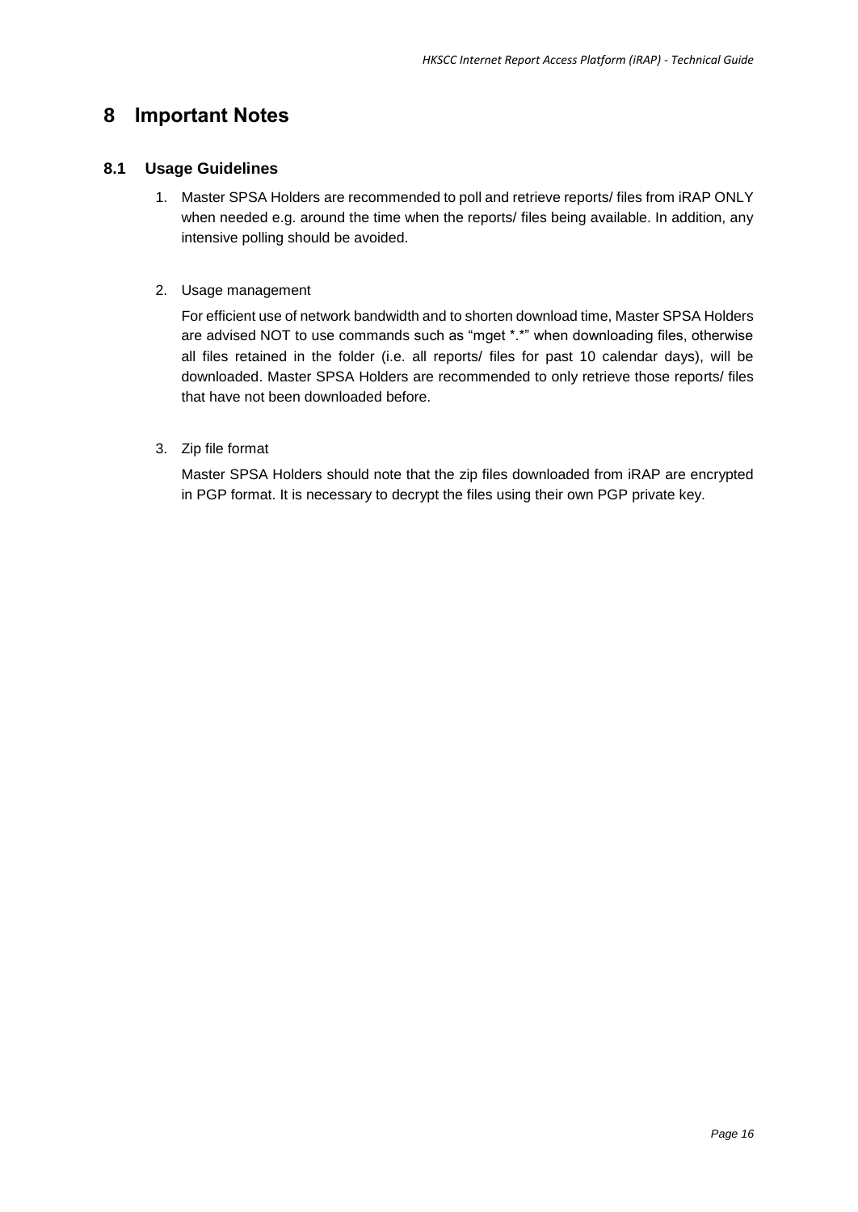# 8 Important Notes

## 8.1 Usage Guidelines

1. Master SPSA Holders are recommended to poll and retrieve reports/ files from iRAP ONLY when needed e.g. around the time when the reports/ files being available. In addition, any intensive polling should be avoided.

2. Usage management

   For efficient use of network bandwidth and to shorten download time, Master SPSA Holders are advised NOT to use commands such as "mget *.*" when downloading files, otherwise all files retained in the folder (i.e. all reports/ files for past 10 calendar days), will be downloaded. Master SPSA Holders are recommended to only retrieve those reports/ files that have not been downloaded before.

3. Zip file format

   Master SPSA Holders should note that the zip files downloaded from iRAP are encrypted in PGP format. It is necessary to decrypt the files using their own PGP private key.